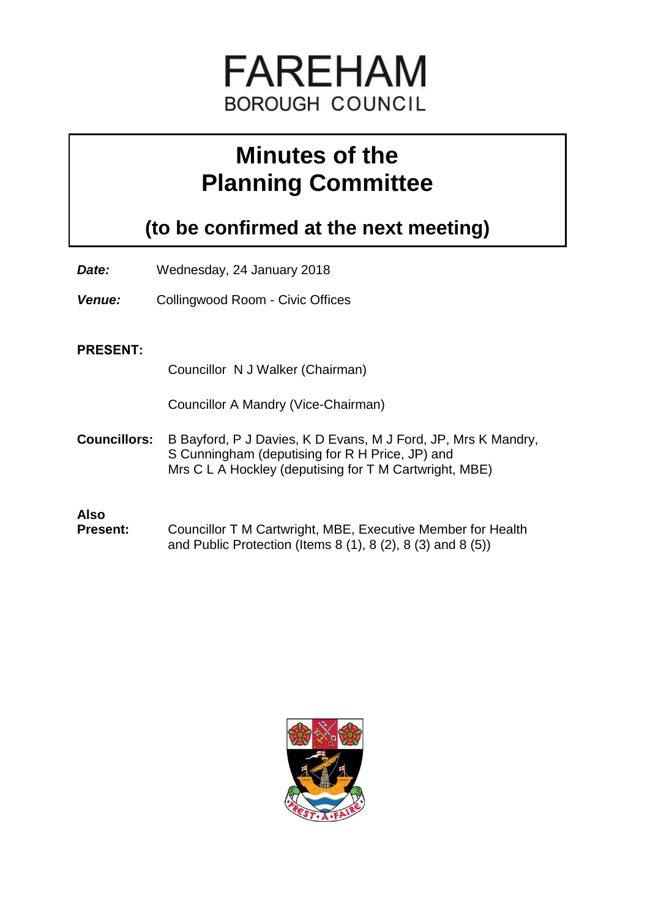# FAREHAM
## BOROUGH COUNCIL

# Minutes of the Planning Committee

## (to be confirmed at the next meeting)

***Date:*** Wednesday, 24 January 2018

***Venue:*** Collingwood Room - Civic Offices

**PRESENT:**

Councillor N J Walker (Chairman)

Councillor A Mandry (Vice-Chairman)

**Councillors:** B Bayford, P J Davies, K D Evans, M J Ford, JP, Mrs K Mandry, S Cunningham (deputising for R H Price, JP) and Mrs C L A Hockley (deputising for T M Cartwright, MBE)

**Also Present:** Councillor T M Cartwright, MBE, Executive Member for Health and Public Protection (Items 8 (1), 8 (2), 8 (3) and 8 (5))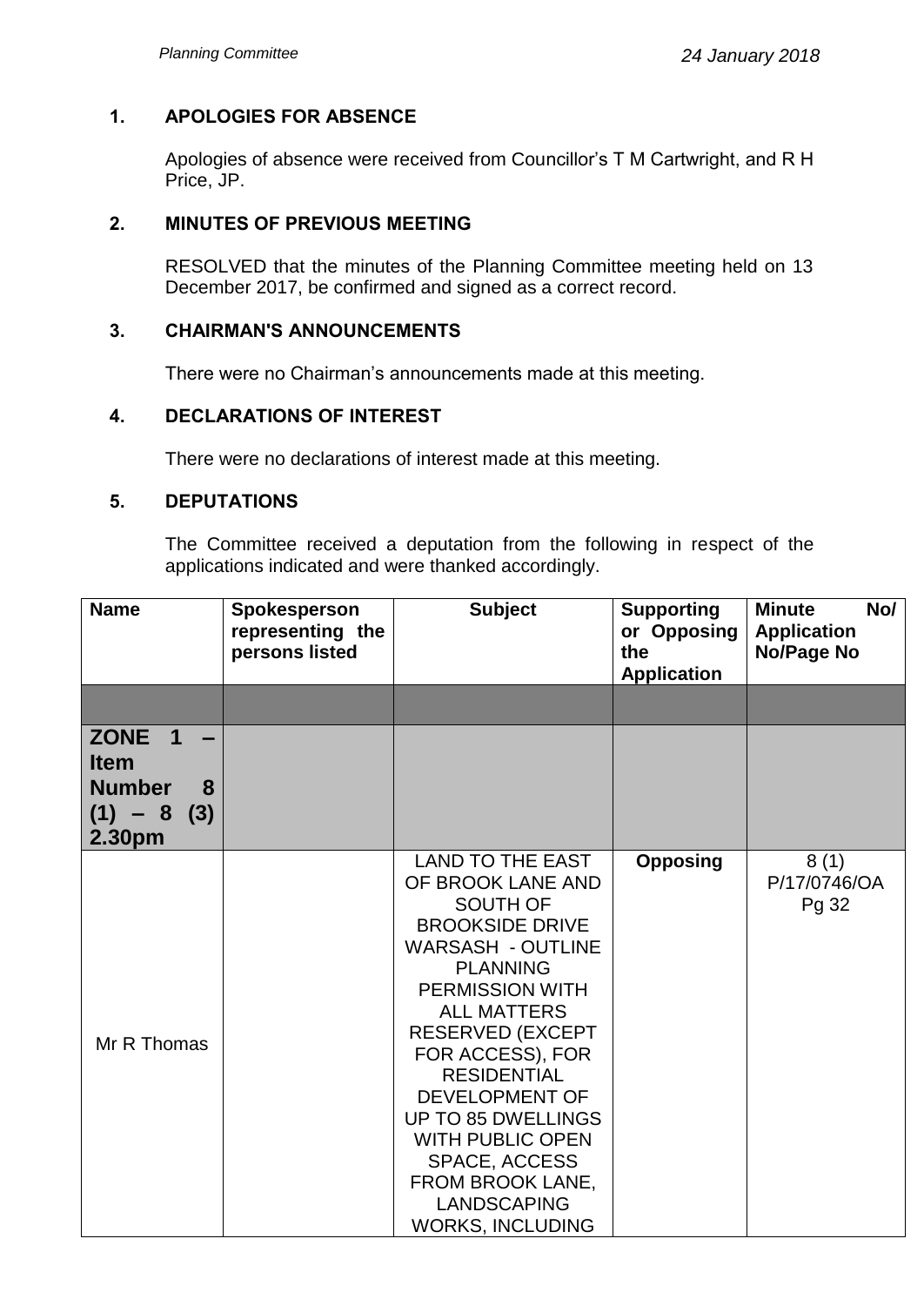## 1. APOLOGIES FOR ABSENCE

Apologies of absence were received from Councillor's T M Cartwright, and R H Price, JP.

## 2. MINUTES OF PREVIOUS MEETING

RESOLVED that the minutes of the Planning Committee meeting held on 13 December 2017, be confirmed and signed as a correct record.

## 3. CHAIRMAN'S ANNOUNCEMENTS

There were no Chairman's announcements made at this meeting.

## 4. DECLARATIONS OF INTEREST

There were no declarations of interest made at this meeting.

## 5. DEPUTATIONS

The Committee received a deputation from the following in respect of the applications indicated and were thanked accordingly.

| Name | Spokesperson representing the persons listed | Subject | Supporting or Opposing the Application | Minute No/ Application No/Page No |
|---|---|---|---|---|
| | | | | |
| **ZONE 1 – Item Number 8 (1) – 8 (3) 2.30pm** | | | | |
| Mr R Thomas | | LAND TO THE EAST OF BROOK LANE AND SOUTH OF BROOKSIDE DRIVE WARSASH - OUTLINE PLANNING PERMISSION WITH ALL MATTERS RESERVED (EXCEPT FOR ACCESS), FOR RESIDENTIAL DEVELOPMENT OF UP TO 85 DWELLINGS WITH PUBLIC OPEN SPACE, ACCESS FROM BROOK LANE, LANDSCAPING WORKS, INCLUDING | **Opposing** | 8 (1) P/17/0746/OA Pg 32 |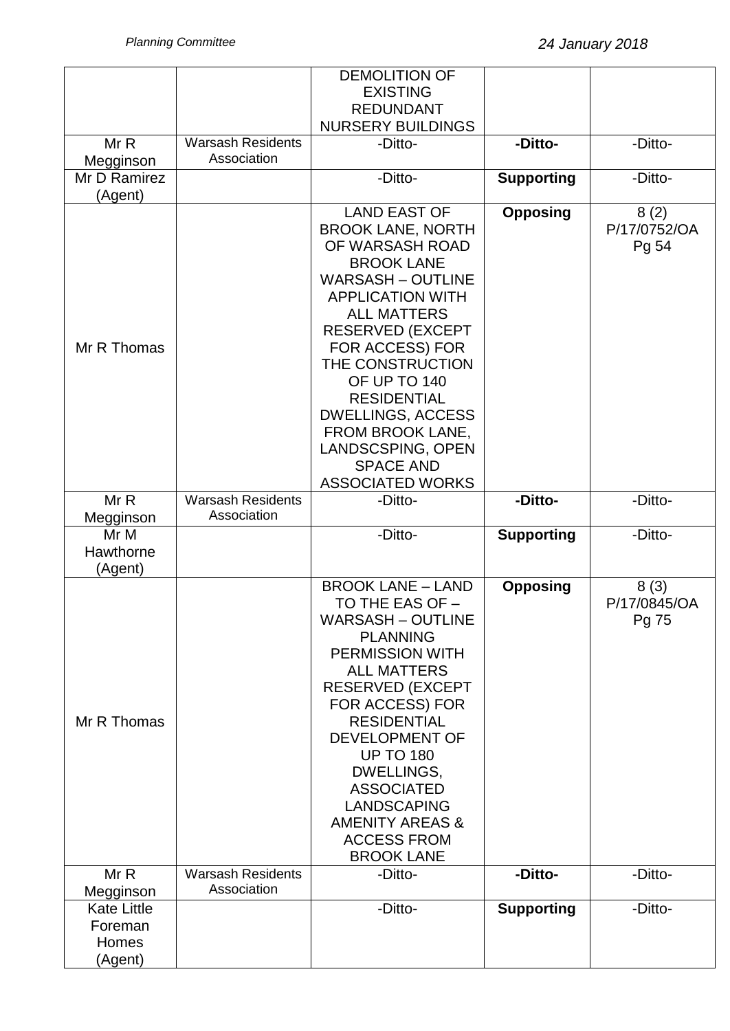| | | DEMOLITION OF EXISTING REDUNDANT NURSERY BUILDINGS | | |
|---|---|---|---|---|
| Mr R Megginson | Warsash Residents Association | -Ditto- | **-Ditto-** | -Ditto- |
| Mr D Ramirez (Agent) | | -Ditto- | **Supporting** | -Ditto- |
| Mr R Thomas | | LAND EAST OF BROOK LANE, NORTH OF WARSASH ROAD BROOK LANE WARSASH – OUTLINE APPLICATION WITH ALL MATTERS RESERVED (EXCEPT FOR ACCESS) FOR THE CONSTRUCTION OF UP TO 140 RESIDENTIAL DWELLINGS, ACCESS FROM BROOK LANE, LANDSCSPING, OPEN SPACE AND ASSOCIATED WORKS | **Opposing** | 8 (2) P/17/0752/OA Pg 54 |
| Mr R Megginson | Warsash Residents Association | -Ditto- | **-Ditto-** | -Ditto- |
| Mr M Hawthorne (Agent) | | -Ditto- | **Supporting** | -Ditto- |
| Mr R Thomas | | BROOK LANE – LAND TO THE EAS OF – WARSASH – OUTLINE PLANNING PERMISSION WITH ALL MATTERS RESERVED (EXCEPT FOR ACCESS) FOR RESIDENTIAL DEVELOPMENT OF UP TO 180 DWELLINGS, ASSOCIATED LANDSCAPING AMENITY AREAS & ACCESS FROM BROOK LANE | **Opposing** | 8 (3) P/17/0845/OA Pg 75 |
| Mr R Megginson | Warsash Residents Association | -Ditto- | **-Ditto-** | -Ditto- |
| Kate Little Foreman Homes (Agent) | | -Ditto- | **Supporting** | -Ditto- |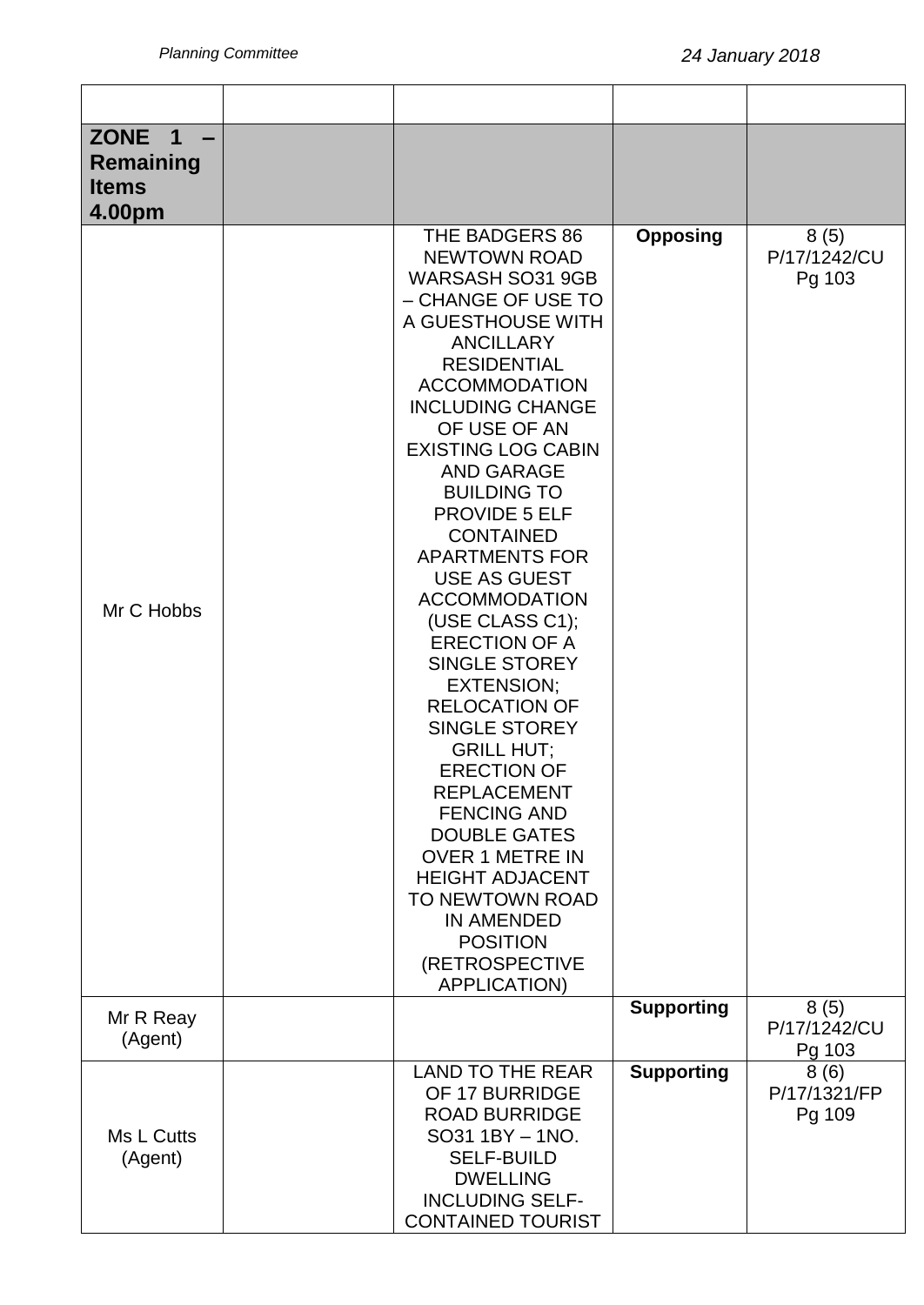| | | | | |
|---|---|---|---|---|
| **ZONE 1 – Remaining Items 4.00pm** | | | | |
| Mr C Hobbs | | THE BADGERS 86 NEWTOWN ROAD WARSASH SO31 9GB – CHANGE OF USE TO A GUESTHOUSE WITH ANCILLARY RESIDENTIAL ACCOMMODATION INCLUDING CHANGE OF USE OF AN EXISTING LOG CABIN AND GARAGE BUILDING TO PROVIDE 5 ELF CONTAINED APARTMENTS FOR USE AS GUEST ACCOMMODATION (USE CLASS C1); ERECTION OF A SINGLE STOREY EXTENSION; RELOCATION OF SINGLE STOREY GRILL HUT; ERECTION OF REPLACEMENT FENCING AND DOUBLE GATES OVER 1 METRE IN HEIGHT ADJACENT TO NEWTOWN ROAD IN AMENDED POSITION (RETROSPECTIVE APPLICATION) | **Opposing** | 8 (5) P/17/1242/CU Pg 103 |
| Mr R Reay (Agent) | | | **Supporting** | 8 (5) P/17/1242/CU Pg 103 |
| Ms L Cutts (Agent) | | LAND TO THE REAR OF 17 BURRIDGE ROAD BURRIDGE SO31 1BY – 1NO. SELF-BUILD DWELLING INCLUDING SELF-CONTAINED TOURIST | **Supporting** | 8 (6) P/17/1321/FP Pg 109 |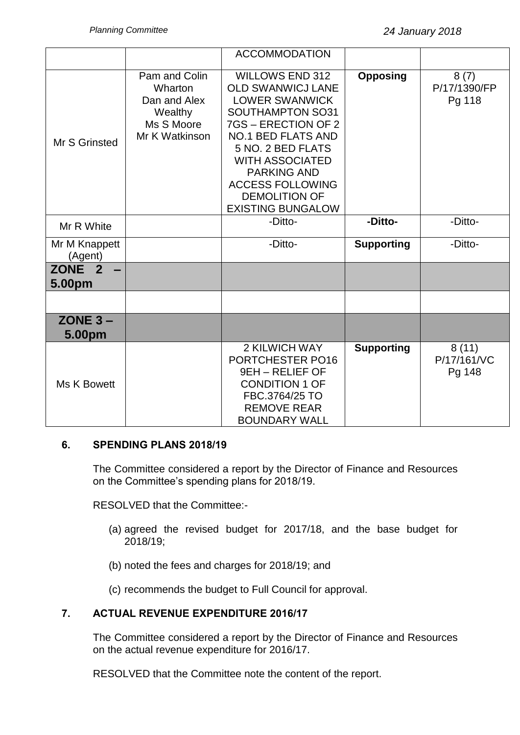| | | ACCOMMODATION | | |
|---|---|---|---|---|
| Mr S Grinsted | Pam and Colin Wharton<br>Dan and Alex Wealthy<br>Ms S Moore<br>Mr K Watkinson | WILLOWS END 312 OLD SWANWICJ LANE LOWER SWANWICK SOUTHAMPTON SO31 7GS – ERECTION OF 2 NO.1 BED FLATS AND 5 NO. 2 BED FLATS WITH ASSOCIATED PARKING AND ACCESS FOLLOWING DEMOLITION OF EXISTING BUNGALOW | **Opposing** | 8 (7) P/17/1390/FP Pg 118 |
| Mr R White | | -Ditto- | **-Ditto-** | -Ditto- |
| Mr M Knappett (Agent) | | -Ditto- | **Supporting** | -Ditto- |
| **ZONE 2 – 5.00pm** | | | | |
| | | | | |
| **ZONE 3 – 5.00pm** | | | | |
| Ms K Bowett | | 2 KILWICH WAY PORTCHESTER PO16 9EH – RELIEF OF CONDITION 1 OF FBC.3764/25 TO REMOVE REAR BOUNDARY WALL | **Supporting** | 8 (11) P/17/161/VC Pg 148 |

## 6. SPENDING PLANS 2018/19

The Committee considered a report by the Director of Finance and Resources on the Committee's spending plans for 2018/19.

RESOLVED that the Committee:-

(a) agreed the revised budget for 2017/18, and the base budget for 2018/19;

(b) noted the fees and charges for 2018/19; and

(c) recommends the budget to Full Council for approval.

## 7. ACTUAL REVENUE EXPENDITURE 2016/17

The Committee considered a report by the Director of Finance and Resources on the actual revenue expenditure for 2016/17.

RESOLVED that the Committee note the content of the report.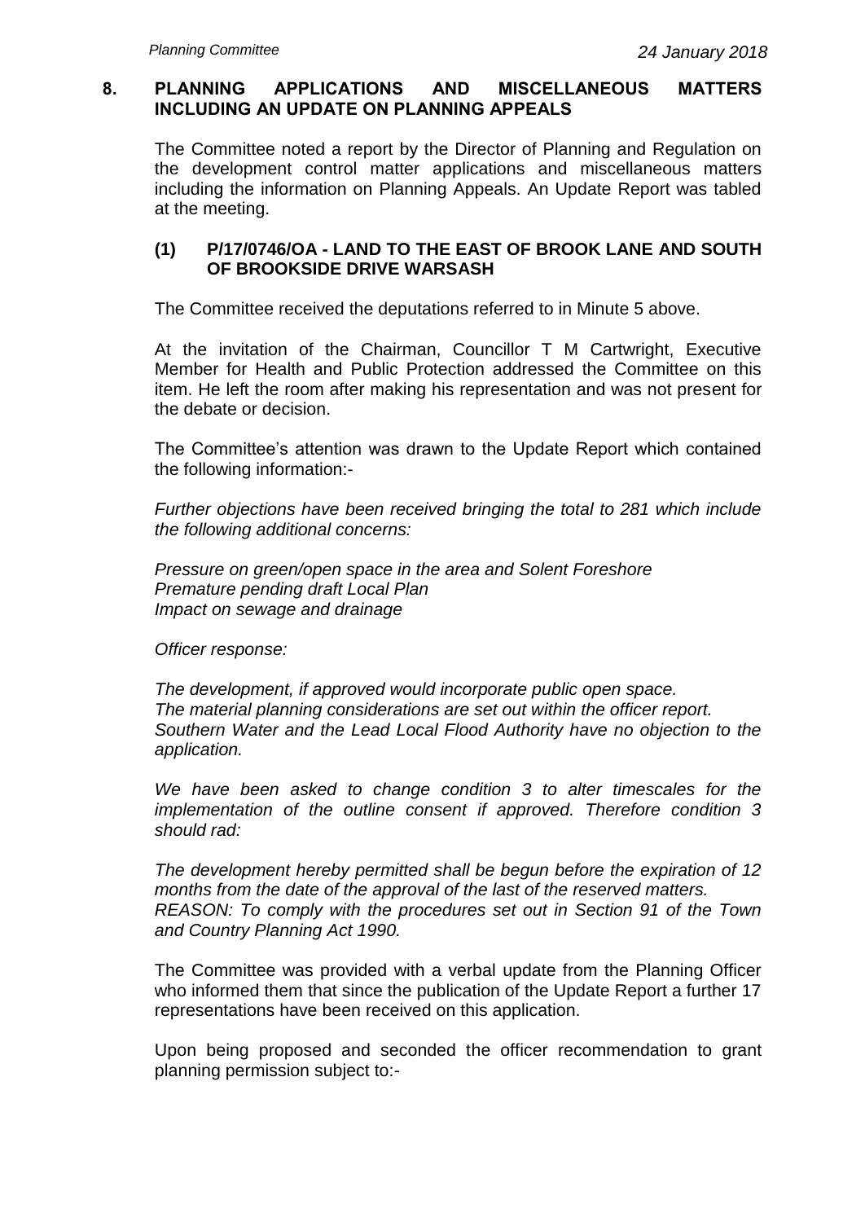## 8. PLANNING APPLICATIONS AND MISCELLANEOUS MATTERS INCLUDING AN UPDATE ON PLANNING APPEALS

The Committee noted a report by the Director of Planning and Regulation on the development control matter applications and miscellaneous matters including the information on Planning Appeals. An Update Report was tabled at the meeting.

### (1) P/17/0746/OA - LAND TO THE EAST OF BROOK LANE AND SOUTH OF BROOKSIDE DRIVE WARSASH

The Committee received the deputations referred to in Minute 5 above.

At the invitation of the Chairman, Councillor T M Cartwright, Executive Member for Health and Public Protection addressed the Committee on this item. He left the room after making his representation and was not present for the debate or decision.

The Committee's attention was drawn to the Update Report which contained the following information:-

*Further objections have been received bringing the total to 281 which include the following additional concerns:*

*Pressure on green/open space in the area and Solent Foreshore*
*Premature pending draft Local Plan*
*Impact on sewage and drainage*

*Officer response:*

*The development, if approved would incorporate public open space.*
*The material planning considerations are set out within the officer report.*
*Southern Water and the Lead Local Flood Authority have no objection to the application.*

*We have been asked to change condition 3 to alter timescales for the implementation of the outline consent if approved. Therefore condition 3 should rad:*

*The development hereby permitted shall be begun before the expiration of 12 months from the date of the approval of the last of the reserved matters.*
*REASON: To comply with the procedures set out in Section 91 of the Town and Country Planning Act 1990.*

The Committee was provided with a verbal update from the Planning Officer who informed them that since the publication of the Update Report a further 17 representations have been received on this application.

Upon being proposed and seconded the officer recommendation to grant planning permission subject to:-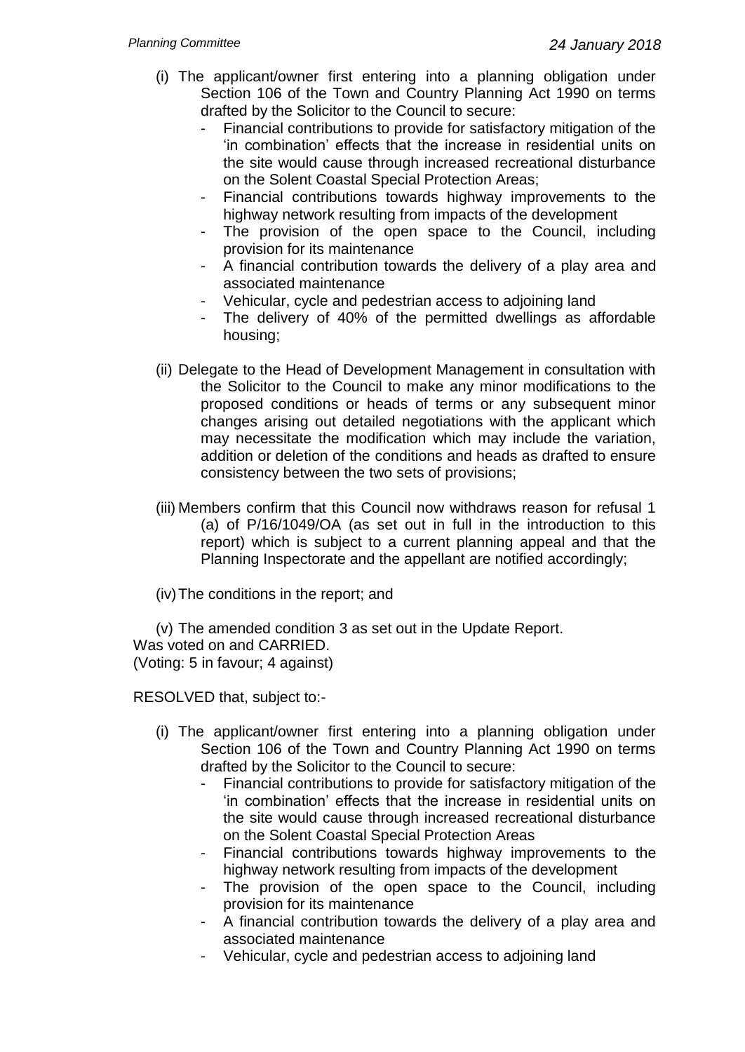(i) The applicant/owner first entering into a planning obligation under Section 106 of the Town and Country Planning Act 1990 on terms drafted by the Solicitor to the Council to secure:

- Financial contributions to provide for satisfactory mitigation of the 'in combination' effects that the increase in residential units on the site would cause through increased recreational disturbance on the Solent Coastal Special Protection Areas;
- Financial contributions towards highway improvements to the highway network resulting from impacts of the development
- The provision of the open space to the Council, including provision for its maintenance
- A financial contribution towards the delivery of a play area and associated maintenance
- Vehicular, cycle and pedestrian access to adjoining land
- The delivery of 40% of the permitted dwellings as affordable housing;

(ii) Delegate to the Head of Development Management in consultation with the Solicitor to the Council to make any minor modifications to the proposed conditions or heads of terms or any subsequent minor changes arising out detailed negotiations with the applicant which may necessitate the modification which may include the variation, addition or deletion of the conditions and heads as drafted to ensure consistency between the two sets of provisions;

(iii) Members confirm that this Council now withdraws reason for refusal 1 (a) of P/16/1049/OA (as set out in full in the introduction to this report) which is subject to a current planning appeal and that the Planning Inspectorate and the appellant are notified accordingly;

(iv) The conditions in the report; and

(v) The amended condition 3 as set out in the Update Report.

Was voted on and CARRIED.
(Voting: 5 in favour; 4 against)

RESOLVED that, subject to:-

(i) The applicant/owner first entering into a planning obligation under Section 106 of the Town and Country Planning Act 1990 on terms drafted by the Solicitor to the Council to secure:

- Financial contributions to provide for satisfactory mitigation of the 'in combination' effects that the increase in residential units on the site would cause through increased recreational disturbance on the Solent Coastal Special Protection Areas
- Financial contributions towards highway improvements to the highway network resulting from impacts of the development
- The provision of the open space to the Council, including provision for its maintenance
- A financial contribution towards the delivery of a play area and associated maintenance
- Vehicular, cycle and pedestrian access to adjoining land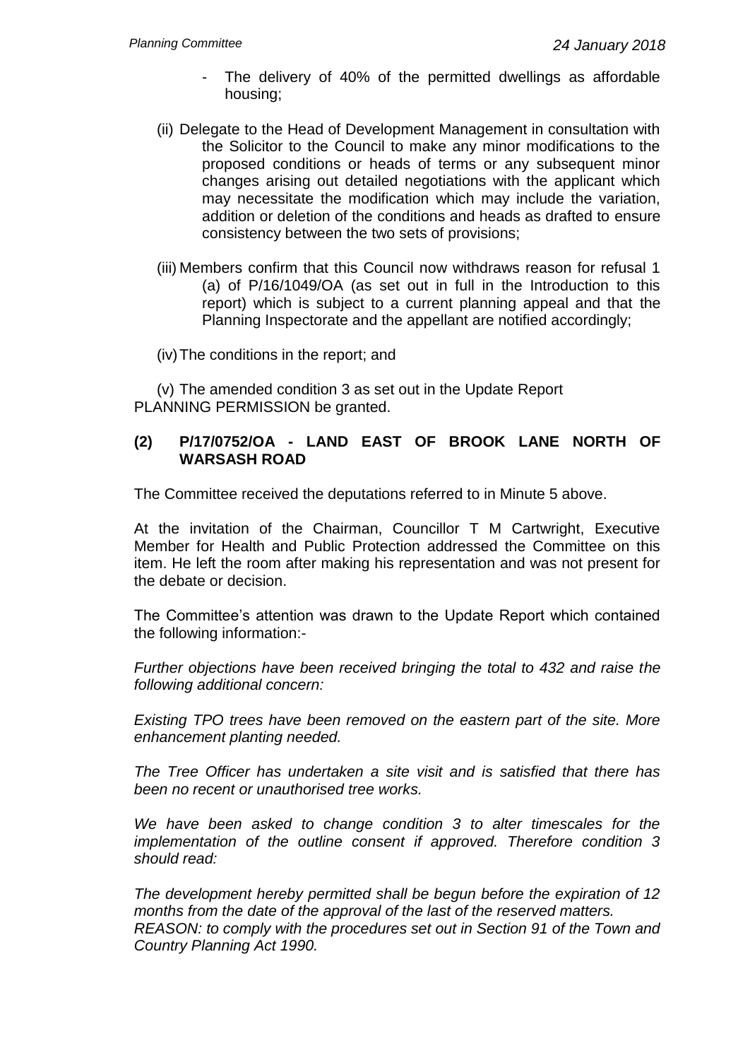- The delivery of 40% of the permitted dwellings as affordable housing;

(ii) Delegate to the Head of Development Management in consultation with the Solicitor to the Council to make any minor modifications to the proposed conditions or heads of terms or any subsequent minor changes arising out detailed negotiations with the applicant which may necessitate the modification which may include the variation, addition or deletion of the conditions and heads as drafted to ensure consistency between the two sets of provisions;

(iii) Members confirm that this Council now withdraws reason for refusal 1 (a) of P/16/1049/OA (as set out in full in the Introduction to this report) which is subject to a current planning appeal and that the Planning Inspectorate and the appellant are notified accordingly;

(iv) The conditions in the report; and

(v) The amended condition 3 as set out in the Update Report

PLANNING PERMISSION be granted.

### (2) P/17/0752/OA - LAND EAST OF BROOK LANE NORTH OF WARSASH ROAD

The Committee received the deputations referred to in Minute 5 above.

At the invitation of the Chairman, Councillor T M Cartwright, Executive Member for Health and Public Protection addressed the Committee on this item. He left the room after making his representation and was not present for the debate or decision.

The Committee's attention was drawn to the Update Report which contained the following information:-

*Further objections have been received bringing the total to 432 and raise the following additional concern:*

*Existing TPO trees have been removed on the eastern part of the site. More enhancement planting needed.*

*The Tree Officer has undertaken a site visit and is satisfied that there has been no recent or unauthorised tree works.*

*We have been asked to change condition 3 to alter timescales for the implementation of the outline consent if approved. Therefore condition 3 should read:*

*The development hereby permitted shall be begun before the expiration of 12 months from the date of the approval of the last of the reserved matters.*
*REASON: to comply with the procedures set out in Section 91 of the Town and Country Planning Act 1990.*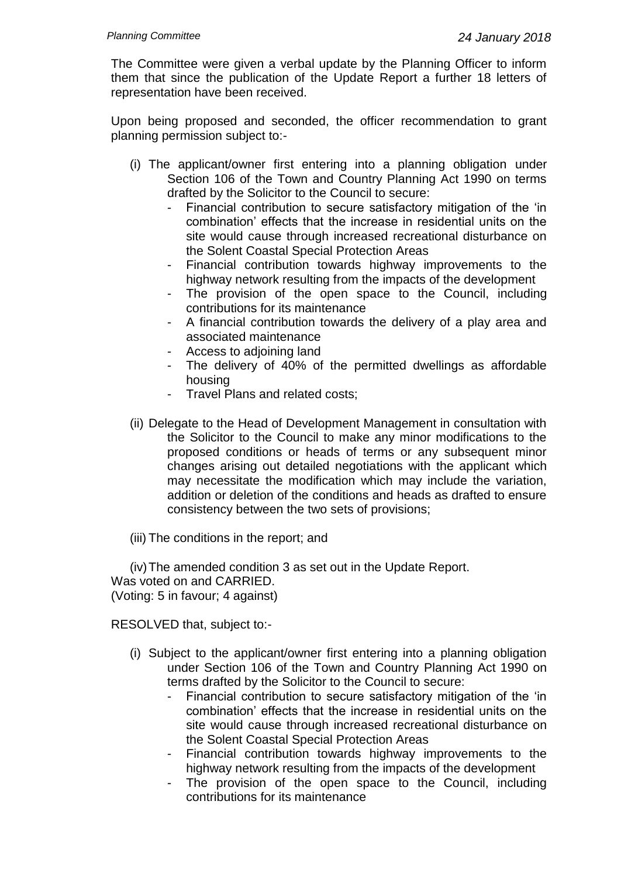The Committee were given a verbal update by the Planning Officer to inform them that since the publication of the Update Report a further 18 letters of representation have been received.

Upon being proposed and seconded, the officer recommendation to grant planning permission subject to:-

(i) The applicant/owner first entering into a planning obligation under Section 106 of the Town and Country Planning Act 1990 on terms drafted by the Solicitor to the Council to secure:
- Financial contribution to secure satisfactory mitigation of the 'in combination' effects that the increase in residential units on the site would cause through increased recreational disturbance on the Solent Coastal Special Protection Areas
- Financial contribution towards highway improvements to the highway network resulting from the impacts of the development
- The provision of the open space to the Council, including contributions for its maintenance
- A financial contribution towards the delivery of a play area and associated maintenance
- Access to adjoining land
- The delivery of 40% of the permitted dwellings as affordable housing
- Travel Plans and related costs;

(ii) Delegate to the Head of Development Management in consultation with the Solicitor to the Council to make any minor modifications to the proposed conditions or heads of terms or any subsequent minor changes arising out detailed negotiations with the applicant which may necessitate the modification which may include the variation, addition or deletion of the conditions and heads as drafted to ensure consistency between the two sets of provisions;

(iii) The conditions in the report; and

(iv) The amended condition 3 as set out in the Update Report.

Was voted on and CARRIED.
(Voting: 5 in favour; 4 against)

RESOLVED that, subject to:-

(i) Subject to the applicant/owner first entering into a planning obligation under Section 106 of the Town and Country Planning Act 1990 on terms drafted by the Solicitor to the Council to secure:
- Financial contribution to secure satisfactory mitigation of the 'in combination' effects that the increase in residential units on the site would cause through increased recreational disturbance on the Solent Coastal Special Protection Areas
- Financial contribution towards highway improvements to the highway network resulting from the impacts of the development
- The provision of the open space to the Council, including contributions for its maintenance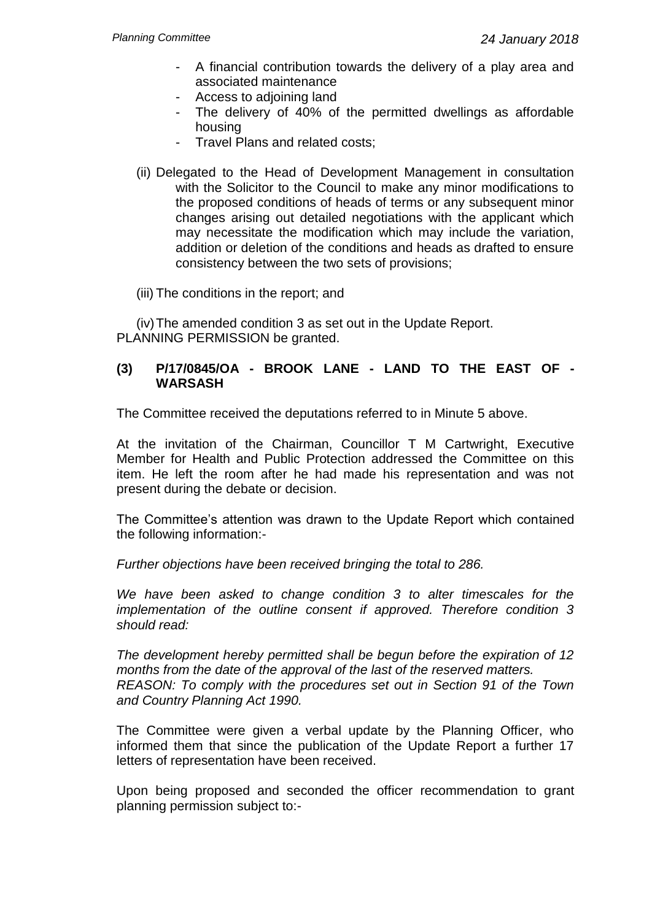- A financial contribution towards the delivery of a play area and associated maintenance
- Access to adjoining land
- The delivery of 40% of the permitted dwellings as affordable housing
- Travel Plans and related costs;

(ii) Delegated to the Head of Development Management in consultation with the Solicitor to the Council to make any minor modifications to the proposed conditions of heads of terms or any subsequent minor changes arising out detailed negotiations with the applicant which may necessitate the modification which may include the variation, addition or deletion of the conditions and heads as drafted to ensure consistency between the two sets of provisions;

(iii) The conditions in the report; and

(iv) The amended condition 3 as set out in the Update Report.

PLANNING PERMISSION be granted.

### (3) P/17/0845/OA - BROOK LANE - LAND TO THE EAST OF - WARSASH

The Committee received the deputations referred to in Minute 5 above.

At the invitation of the Chairman, Councillor T M Cartwright, Executive Member for Health and Public Protection addressed the Committee on this item. He left the room after he had made his representation and was not present during the debate or decision.

The Committee's attention was drawn to the Update Report which contained the following information:-

*Further objections have been received bringing the total to 286.*

*We have been asked to change condition 3 to alter timescales for the implementation of the outline consent if approved. Therefore condition 3 should read:*

*The development hereby permitted shall be begun before the expiration of 12 months from the date of the approval of the last of the reserved matters.*
*REASON: To comply with the procedures set out in Section 91 of the Town and Country Planning Act 1990.*

The Committee were given a verbal update by the Planning Officer, who informed them that since the publication of the Update Report a further 17 letters of representation have been received.

Upon being proposed and seconded the officer recommendation to grant planning permission subject to:-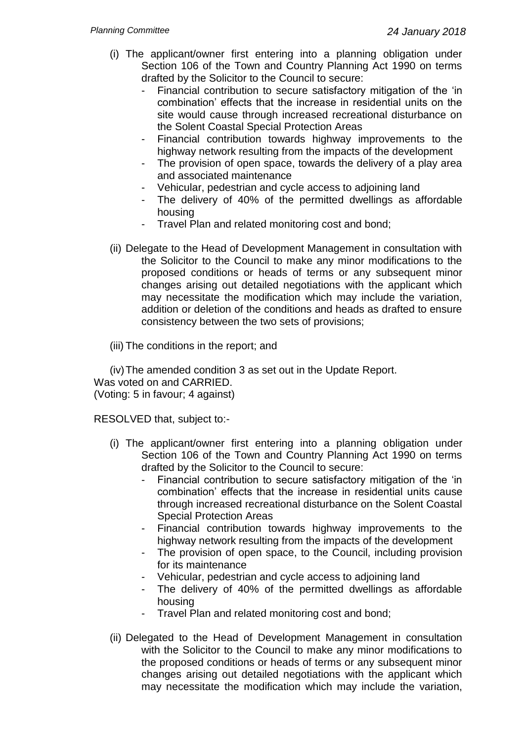(i) The applicant/owner first entering into a planning obligation under Section 106 of the Town and Country Planning Act 1990 on terms drafted by the Solicitor to the Council to secure:
   - Financial contribution to secure satisfactory mitigation of the 'in combination' effects that the increase in residential units on the site would cause through increased recreational disturbance on the Solent Coastal Special Protection Areas
   - Financial contribution towards highway improvements to the highway network resulting from the impacts of the development
   - The provision of open space, towards the delivery of a play area and associated maintenance
   - Vehicular, pedestrian and cycle access to adjoining land
   - The delivery of 40% of the permitted dwellings as affordable housing
   - Travel Plan and related monitoring cost and bond;

(ii) Delegate to the Head of Development Management in consultation with the Solicitor to the Council to make any minor modifications to the proposed conditions or heads of terms or any subsequent minor changes arising out detailed negotiations with the applicant which may necessitate the modification which may include the variation, addition or deletion of the conditions and heads as drafted to ensure consistency between the two sets of provisions;

(iii) The conditions in the report; and

(iv) The amended condition 3 as set out in the Update Report.

Was voted on and CARRIED.
(Voting: 5 in favour; 4 against)

RESOLVED that, subject to:-

(i) The applicant/owner first entering into a planning obligation under Section 106 of the Town and Country Planning Act 1990 on terms drafted by the Solicitor to the Council to secure:
   - Financial contribution to secure satisfactory mitigation of the 'in combination' effects that the increase in residential units cause through increased recreational disturbance on the Solent Coastal Special Protection Areas
   - Financial contribution towards highway improvements to the highway network resulting from the impacts of the development
   - The provision of open space, to the Council, including provision for its maintenance
   - Vehicular, pedestrian and cycle access to adjoining land
   - The delivery of 40% of the permitted dwellings as affordable housing
   - Travel Plan and related monitoring cost and bond;

(ii) Delegated to the Head of Development Management in consultation with the Solicitor to the Council to make any minor modifications to the proposed conditions or heads of terms or any subsequent minor changes arising out detailed negotiations with the applicant which may necessitate the modification which may include the variation,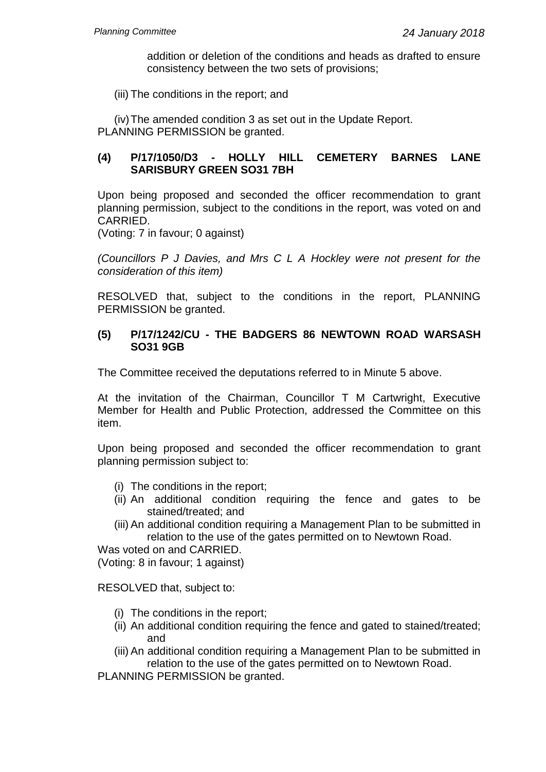addition or deletion of the conditions and heads as drafted to ensure consistency between the two sets of provisions;

(iii) The conditions in the report; and

(iv) The amended condition 3 as set out in the Update Report.

PLANNING PERMISSION be granted.

### (4) P/17/1050/D3 - HOLLY HILL CEMETERY BARNES LANE SARISBURY GREEN SO31 7BH

Upon being proposed and seconded the officer recommendation to grant planning permission, subject to the conditions in the report, was voted on and CARRIED.
(Voting: 7 in favour; 0 against)

*(Councillors P J Davies, and Mrs C L A Hockley were not present for the consideration of this item)*

RESOLVED that, subject to the conditions in the report, PLANNING PERMISSION be granted.

### (5) P/17/1242/CU - THE BADGERS 86 NEWTOWN ROAD WARSASH SO31 9GB

The Committee received the deputations referred to in Minute 5 above.

At the invitation of the Chairman, Councillor T M Cartwright, Executive Member for Health and Public Protection, addressed the Committee on this item.

Upon being proposed and seconded the officer recommendation to grant planning permission subject to:

(i) The conditions in the report;
(ii) An additional condition requiring the fence and gates to be stained/treated; and
(iii) An additional condition requiring a Management Plan to be submitted in relation to the use of the gates permitted on to Newtown Road.

Was voted on and CARRIED.
(Voting: 8 in favour; 1 against)

RESOLVED that, subject to:

(i) The conditions in the report;
(ii) An additional condition requiring the fence and gated to stained/treated; and
(iii) An additional condition requiring a Management Plan to be submitted in relation to the use of the gates permitted on to Newtown Road.

PLANNING PERMISSION be granted.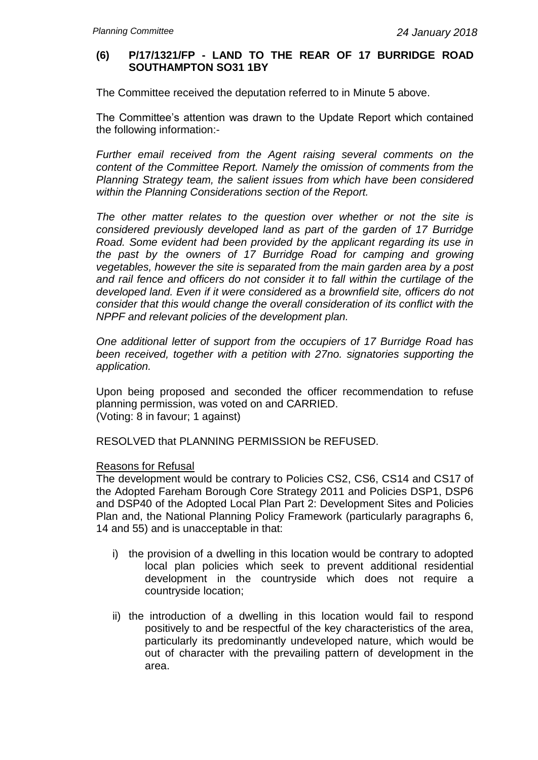**(6) P/17/1321/FP - LAND TO THE REAR OF 17 BURRIDGE ROAD SOUTHAMPTON SO31 1BY**

The Committee received the deputation referred to in Minute 5 above.

The Committee's attention was drawn to the Update Report which contained the following information:-

*Further email received from the Agent raising several comments on the content of the Committee Report. Namely the omission of comments from the Planning Strategy team, the salient issues from which have been considered within the Planning Considerations section of the Report.*

*The other matter relates to the question over whether or not the site is considered previously developed land as part of the garden of 17 Burridge Road. Some evident had been provided by the applicant regarding its use in the past by the owners of 17 Burridge Road for camping and growing vegetables, however the site is separated from the main garden area by a post and rail fence and officers do not consider it to fall within the curtilage of the developed land. Even if it were considered as a brownfield site, officers do not consider that this would change the overall consideration of its conflict with the NPPF and relevant policies of the development plan.*

*One additional letter of support from the occupiers of 17 Burridge Road has been received, together with a petition with 27no. signatories supporting the application.*

Upon being proposed and seconded the officer recommendation to refuse planning permission, was voted on and CARRIED.
(Voting: 8 in favour; 1 against)

RESOLVED that PLANNING PERMISSION be REFUSED.

Reasons for Refusal

The development would be contrary to Policies CS2, CS6, CS14 and CS17 of the Adopted Fareham Borough Core Strategy 2011 and Policies DSP1, DSP6 and DSP40 of the Adopted Local Plan Part 2: Development Sites and Policies Plan and, the National Planning Policy Framework (particularly paragraphs 6, 14 and 55) and is unacceptable in that:

i) the provision of a dwelling in this location would be contrary to adopted local plan policies which seek to prevent additional residential development in the countryside which does not require a countryside location;

ii) the introduction of a dwelling in this location would fail to respond positively to and be respectful of the key characteristics of the area, particularly its predominantly undeveloped nature, which would be out of character with the prevailing pattern of development in the area.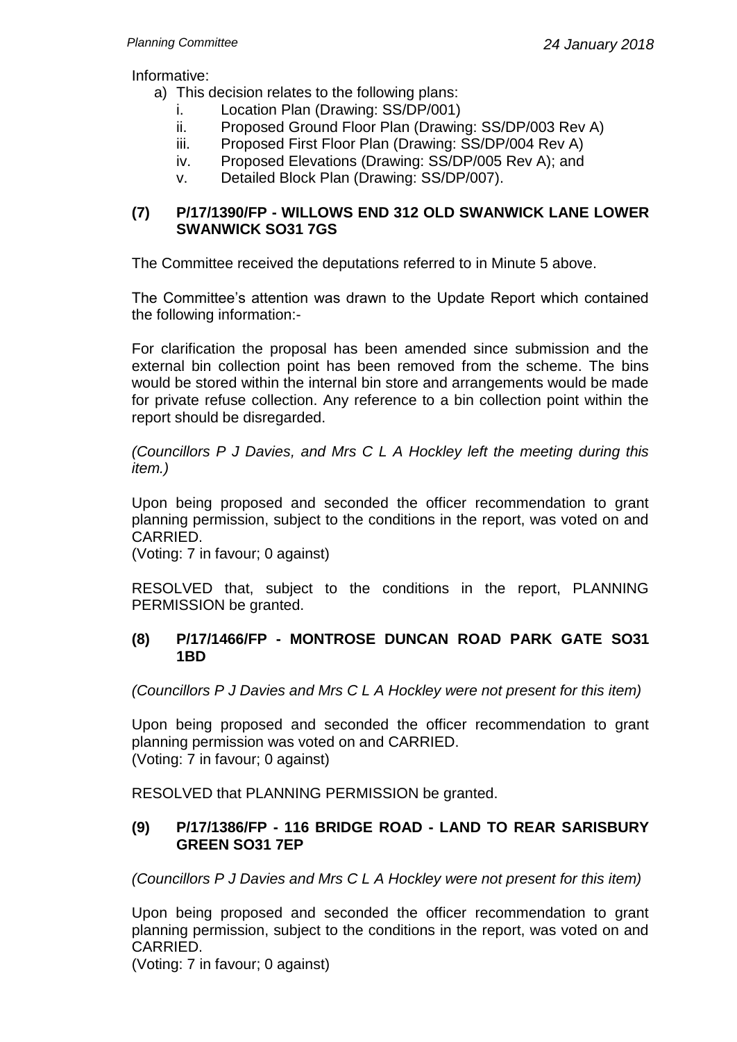Informative:

a) This decision relates to the following plans:
   i. Location Plan (Drawing: SS/DP/001)
   ii. Proposed Ground Floor Plan (Drawing: SS/DP/003 Rev A)
   iii. Proposed First Floor Plan (Drawing: SS/DP/004 Rev A)
   iv. Proposed Elevations (Drawing: SS/DP/005 Rev A); and
   v. Detailed Block Plan (Drawing: SS/DP/007).

### (7) P/17/1390/FP - WILLOWS END 312 OLD SWANWICK LANE LOWER SWANWICK SO31 7GS

The Committee received the deputations referred to in Minute 5 above.

The Committee's attention was drawn to the Update Report which contained the following information:-

For clarification the proposal has been amended since submission and the external bin collection point has been removed from the scheme. The bins would be stored within the internal bin store and arrangements would be made for private refuse collection. Any reference to a bin collection point within the report should be disregarded.

*(Councillors P J Davies, and Mrs C L A Hockley left the meeting during this item.)*

Upon being proposed and seconded the officer recommendation to grant planning permission, subject to the conditions in the report, was voted on and CARRIED.
(Voting: 7 in favour; 0 against)

RESOLVED that, subject to the conditions in the report, PLANNING PERMISSION be granted.

### (8) P/17/1466/FP - MONTROSE DUNCAN ROAD PARK GATE SO31 1BD

*(Councillors P J Davies and Mrs C L A Hockley were not present for this item)*

Upon being proposed and seconded the officer recommendation to grant planning permission was voted on and CARRIED.
(Voting: 7 in favour; 0 against)

RESOLVED that PLANNING PERMISSION be granted.

### (9) P/17/1386/FP - 116 BRIDGE ROAD - LAND TO REAR SARISBURY GREEN SO31 7EP

*(Councillors P J Davies and Mrs C L A Hockley were not present for this item)*

Upon being proposed and seconded the officer recommendation to grant planning permission, subject to the conditions in the report, was voted on and CARRIED.
(Voting: 7 in favour; 0 against)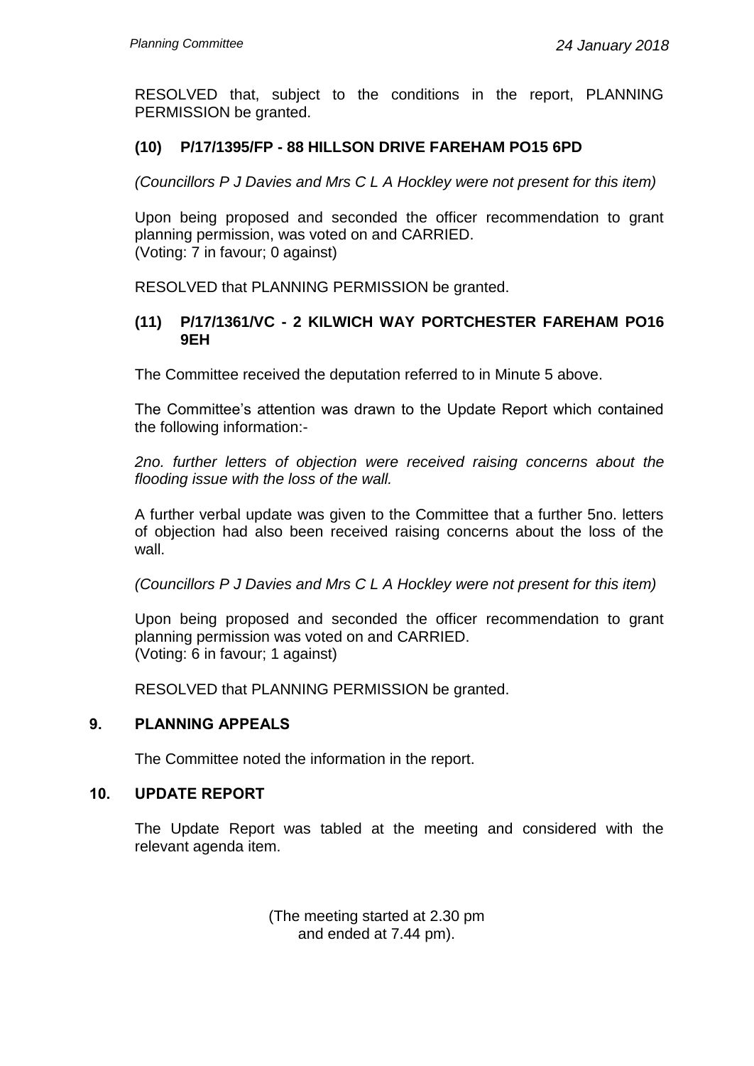RESOLVED that, subject to the conditions in the report, PLANNING PERMISSION be granted.

### (10) P/17/1395/FP - 88 HILLSON DRIVE FAREHAM PO15 6PD

*(Councillors P J Davies and Mrs C L A Hockley were not present for this item)*

Upon being proposed and seconded the officer recommendation to grant planning permission, was voted on and CARRIED.
(Voting: 7 in favour; 0 against)

RESOLVED that PLANNING PERMISSION be granted.

### (11) P/17/1361/VC - 2 KILWICH WAY PORTCHESTER FAREHAM PO16 9EH

The Committee received the deputation referred to in Minute 5 above.

The Committee's attention was drawn to the Update Report which contained the following information:-

*2no. further letters of objection were received raising concerns about the flooding issue with the loss of the wall.*

A further verbal update was given to the Committee that a further 5no. letters of objection had also been received raising concerns about the loss of the wall.

*(Councillors P J Davies and Mrs C L A Hockley were not present for this item)*

Upon being proposed and seconded the officer recommendation to grant planning permission was voted on and CARRIED.
(Voting: 6 in favour; 1 against)

RESOLVED that PLANNING PERMISSION be granted.

## 9. PLANNING APPEALS

The Committee noted the information in the report.

## 10. UPDATE REPORT

The Update Report was tabled at the meeting and considered with the relevant agenda item.

(The meeting started at 2.30 pm
and ended at 7.44 pm).